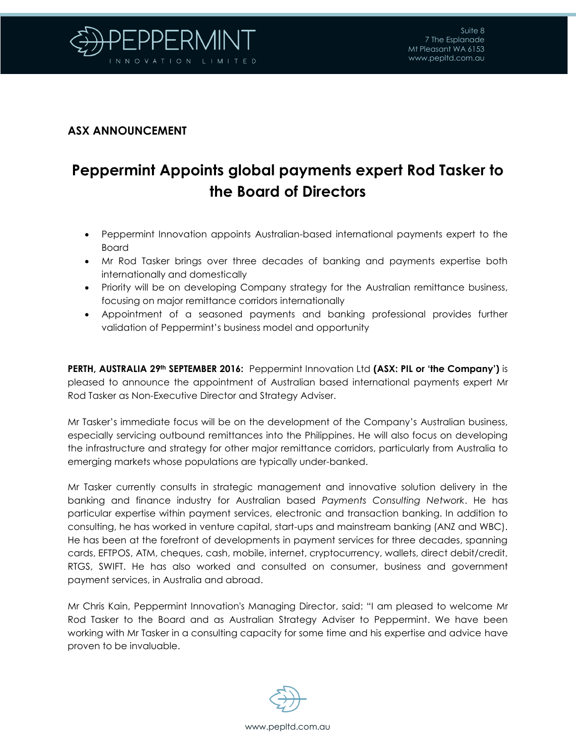**ASX ANNOUNCEMENT**

# Peppermint Appoints global payments expert Rod Tasker to the Board of Directors

- Peppermint Innovation appoints Australian-based international payments expert to the Board
- Mr Rod Tasker brings over three decades of banking and payments expertise both internationally and domestically
- Priority will be on developing Company strategy for the Australian remittance business, focusing on major remittance corridors internationally
- Appointment of a seasoned payments and banking professional provides further validation of Peppermint's business model and opportunity

**PERTH, AUSTRALIA 29th SEPTEMBER 2016:** Peppermint Innovation Ltd **(ASX: PIL or 'the Company')** is pleased to announce the appointment of Australian based international payments expert Mr Rod Tasker as Non-Executive Director and Strategy Adviser.

Mr Tasker's immediate focus will be on the development of the Company's Australian business, especially servicing outbound remittances into the Philippines. He will also focus on developing the infrastructure and strategy for other major remittance corridors, particularly from Australia to emerging markets whose populations are typically under-banked.

Mr Tasker currently consults in strategic management and innovative solution delivery in the banking and finance industry for Australian based *Payments Consulting Network*. He has particular expertise within payment services, electronic and transaction banking. In addition to consulting, he has worked in venture capital, start-ups and mainstream banking (ANZ and WBC). He has been at the forefront of developments in payment services for three decades, spanning cards, EFTPOS, ATM, cheques, cash, mobile, internet, cryptocurrency, wallets, direct debit/credit, RTGS, SWIFT. He has also worked and consulted on consumer, business and government payment services, in Australia and abroad.

Mr Chris Kain, Peppermint Innovation's Managing Director, said: "I am pleased to welcome Mr Rod Tasker to the Board and as Australian Strategy Adviser to Peppermint. We have been working with Mr Tasker in a consulting capacity for some time and his expertise and advice have proven to be invaluable.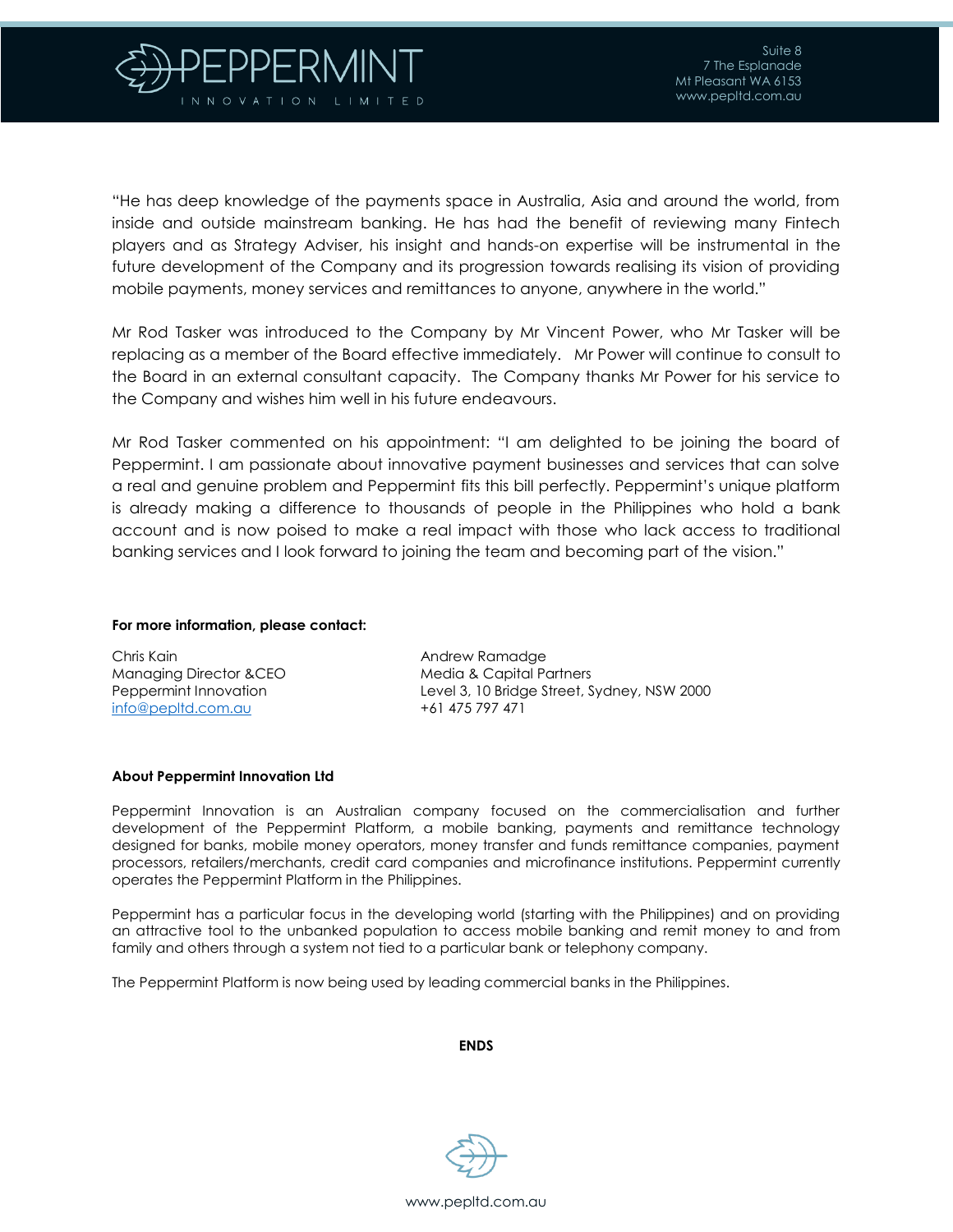"He has deep knowledge of the payments space in Australia, Asia and around the world, from inside and outside mainstream banking. He has had the benefit of reviewing many Fintech players and as Strategy Adviser, his insight and hands-on expertise will be instrumental in the future development of the Company and its progression towards realising its vision of providing mobile payments, money services and remittances to anyone, anywhere in the world."

Mr Rod Tasker was introduced to the Company by Mr Vincent Power, who Mr Tasker will be replacing as a member of the Board effective immediately. Mr Power will continue to consult to the Board in an external consultant capacity. The Company thanks Mr Power for his service to the Company and wishes him well in his future endeavours.

Mr Rod Tasker commented on his appointment: "I am delighted to be joining the board of Peppermint. I am passionate about innovative payment businesses and services that can solve a real and genuine problem and Peppermint fits this bill perfectly. Peppermint's unique platform is already making a difference to thousands of people in the Philippines who hold a bank account and is now poised to make a real impact with those who lack access to traditional banking services and I look forward to joining the team and becoming part of the vision."

**For more information, please contact:**

Chris Kain
Managing Director &CEO
Peppermint Innovation
info@pepltd.com.au

Andrew Ramadge
Media & Capital Partners
Level 3, 10 Bridge Street, Sydney, NSW 2000
+61 475 797 471

**About Peppermint Innovation Ltd**

Peppermint Innovation is an Australian company focused on the commercialisation and further development of the Peppermint Platform, a mobile banking, payments and remittance technology designed for banks, mobile money operators, money transfer and funds remittance companies, payment processors, retailers/merchants, credit card companies and microfinance institutions. Peppermint currently operates the Peppermint Platform in the Philippines.

Peppermint has a particular focus in the developing world (starting with the Philippines) and on providing an attractive tool to the unbanked population to access mobile banking and remit money to and from family and others through a system not tied to a particular bank or telephony company.

The Peppermint Platform is now being used by leading commercial banks in the Philippines.

**ENDS**